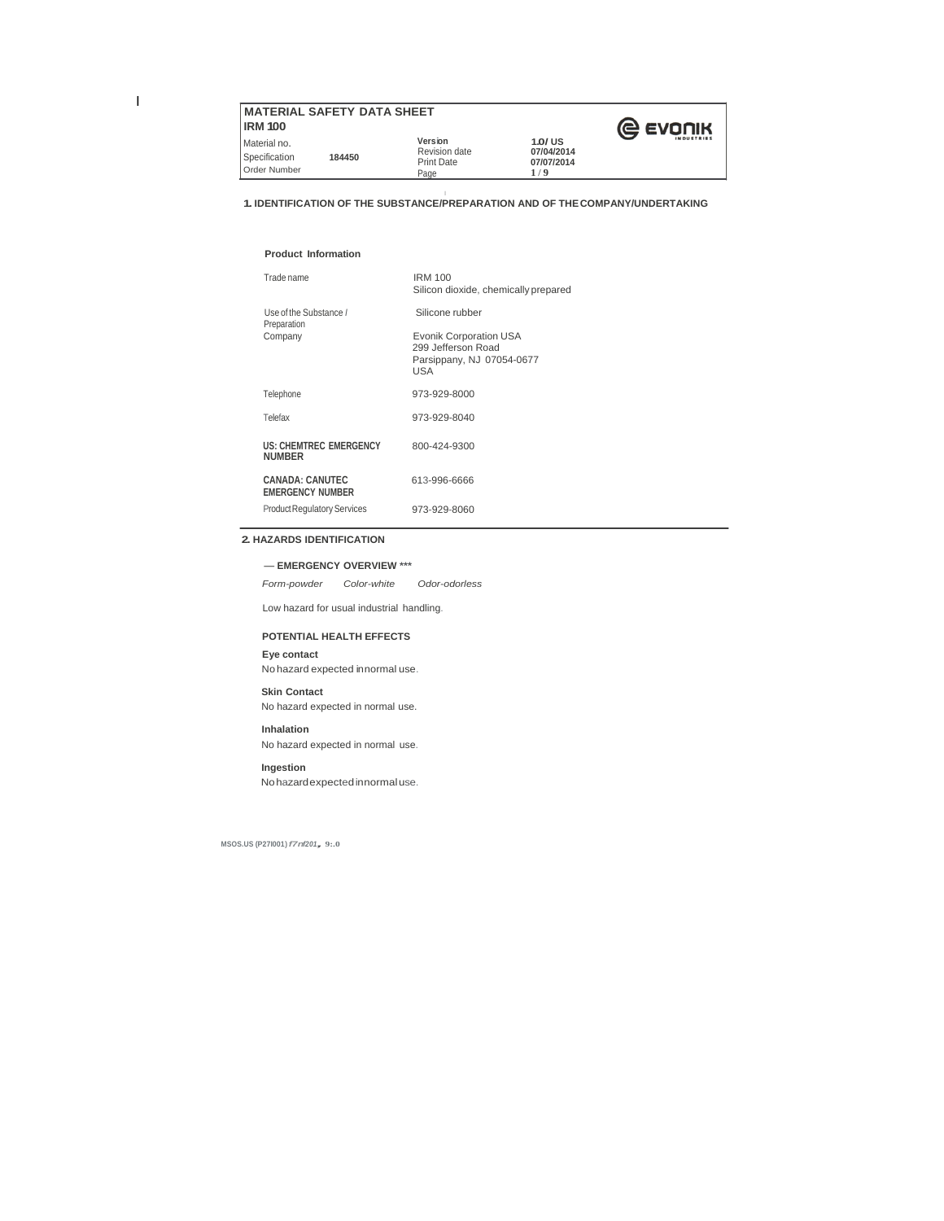# MATERIAL SAFETY DATA SHEET

**IRM 100**

| | | | |
|---|---|---|---|
| Material no. | | **Version** | **1.0/ US** |
| Specification | **184450** | Revision date | **07/04/2014** |
| Order Number | | Print Date | **07/07/2014** |

## 1. IDENTIFICATION OF THE SUBSTANCE/PREPARATION AND OF THE COMPANY/UNDERTAKING

### Product Information

| | |
|---|---|
| Trade name | IRM 100<br>Silicon dioxide, chemically prepared |
| Use of the Substance / Preparation | Silicone rubber |
| Company | Evonik Corporation USA<br>299 Jefferson Road<br>Parsippany, NJ 07054-0677<br>USA |
| Telephone | 973-929-8000 |
| Telefax | 973-929-8040 |
| **US: CHEMTREC EMERGENCY NUMBER** | 800-424-9300 |
| **CANADA: CANUTEC EMERGENCY NUMBER** | 613-996-6666 |
| Product Regulatory Services | 973-929-8060 |

## 2. HAZARDS IDENTIFICATION

**— EMERGENCY OVERVIEW \*\*\***

*Form-powder* *Color-white* *Odor-odorless*

Low hazard for usual industrial handling.

### POTENTIAL HEALTH EFFECTS

**Eye contact**

No hazard expected in normal use.

**Skin Contact**

No hazard expected in normal use.

**Inhalation**

No hazard expected in normal use.

**Ingestion**

No hazard expected in normal use.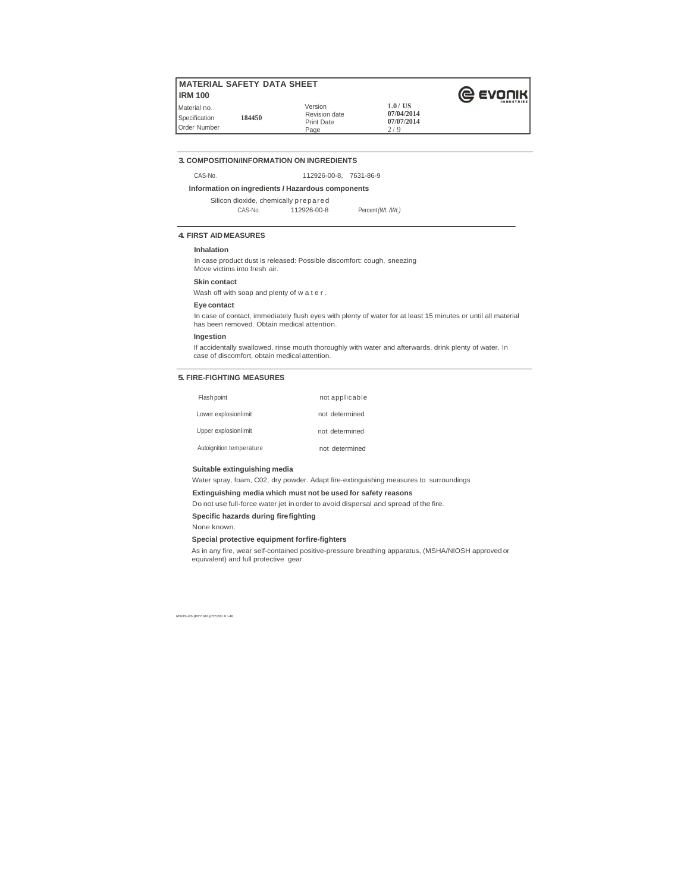## 3. COMPOSITION/INFORMATION ON INGREDIENTS

CAS-No. 112926-00-8, 7631-86-9

### Information on ingredients / Hazardous components

Silicon dioxide, chemically prepared

| | | |
|---|---|---|
| CAS-No. | 112926-00-8 | Percent *(Wt. /Wt.)* |

## 4. FIRST AID MEASURES

### Inhalation

In case product dust is released: Possible discomfort: cough, sneezing
Move victims into fresh air.

### Skin contact

Wash off with soap and plenty of water.

### Eye contact

In case of contact, immediately flush eyes with plenty of water for at least 15 minutes or until all material has been removed. Obtain medical attention.

### Ingestion

If accidentally swallowed, rinse mouth thoroughly with water and afterwards, drink plenty of water. In case of discomfort, obtain medical attention.

## 5. FIRE-FIGHTING MEASURES

| | |
|---|---|
| Flash point | not applicable |
| Lower explosion limit | not determined |
| Upper explosion limit | not determined |
| Autoignition temperature | not determined |

### Suitable extinguishing media

Water spray, foam, C02, dry powder. Adapt fire-extinguishing measures to surroundings

### Extinguishing media which must not be used for safety reasons

Do not use full-force water jet in order to avoid dispersal and spread of the fire.

### Specific hazards during firefighting

None known.

### Special protective equipment for fire-fighters

As in any fire, wear self-contained positive-pressure breathing apparatus, (MSHA/NIOSH approved or equivalent) and full protective gear.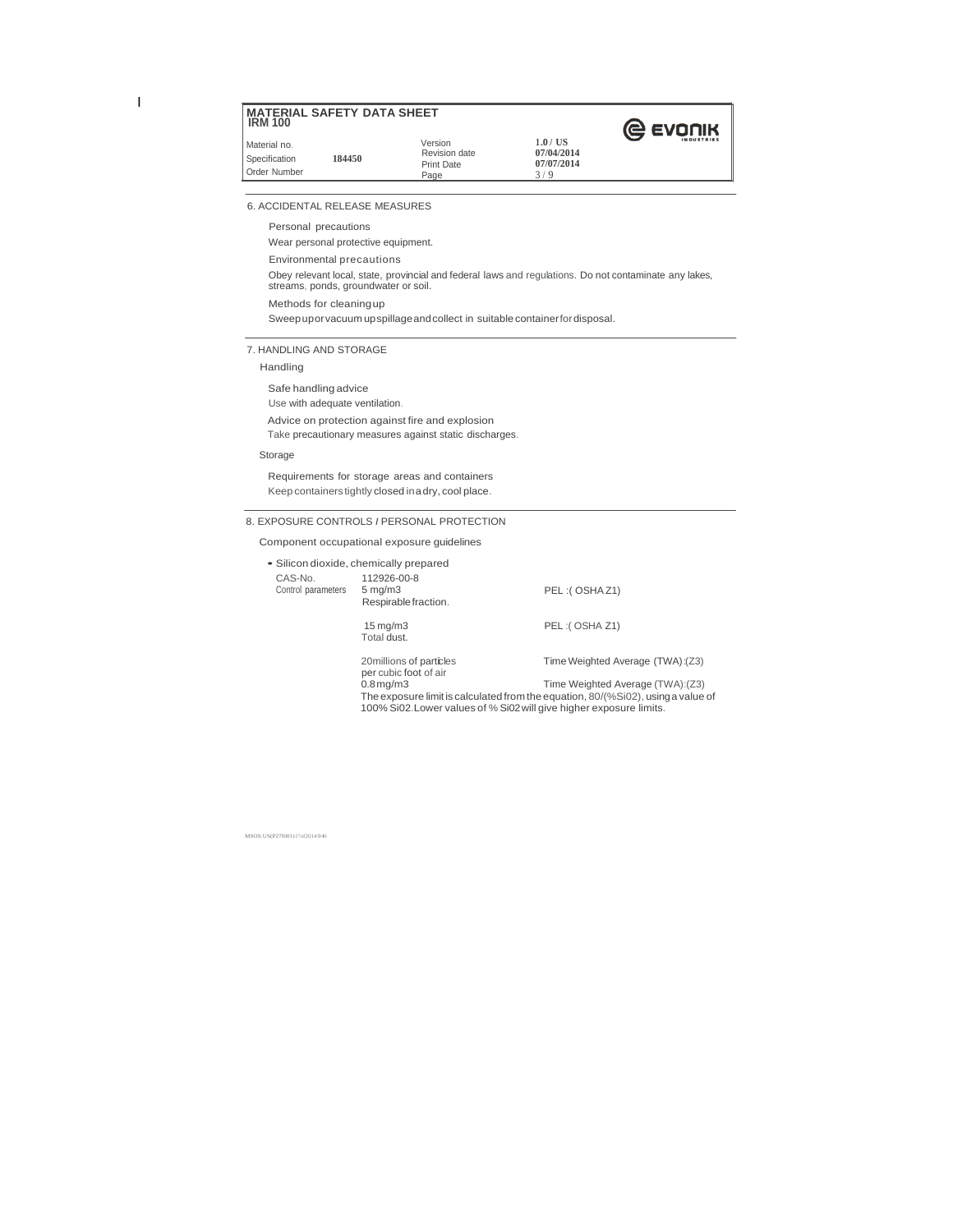## 6. ACCIDENTAL RELEASE MEASURES

**Personal precautions**

Wear personal protective equipment.

**Environmental precautions**

Obey relevant local, state, provincial and federal laws and regulations. Do not contaminate any lakes, streams, ponds, groundwater or soil.

**Methods for cleaning up**

Sweep up or vacuum up spillage and collect in suitable container for disposal.

## 7. HANDLING AND STORAGE

### Handling

**Safe handling advice**

Use with adequate ventilation.

**Advice on protection against fire and explosion**

Take precautionary measures against static discharges.

### Storage

**Requirements for storage areas and containers**

Keep containers tightly closed in a dry, cool place.

## 8. EXPOSURE CONTROLS / PERSONAL PROTECTION

**Component occupational exposure guidelines**

- Silicon dioxide, chemically prepared

| | | |
|---|---|---|
| CAS-No. | 112926-00-8 | |
| Control parameters | 5 mg/m3<br>Respirable fraction. | PEL :( OSHA Z1) |
| | 15 mg/m3<br>Total dust. | PEL :( OSHA Z1) |
| | 20millions of particles per cubic foot of air | Time Weighted Average (TWA):(Z3) |
| | 0.8 mg/m3 | Time Weighted Average (TWA):(Z3) |

The exposure limit is calculated from the equation, 80/(%Si02), using a value of 100% Si02. Lower values of % Si02 will give higher exposure limits.

MSDS.US(P27I001) 07/07/2014 9:40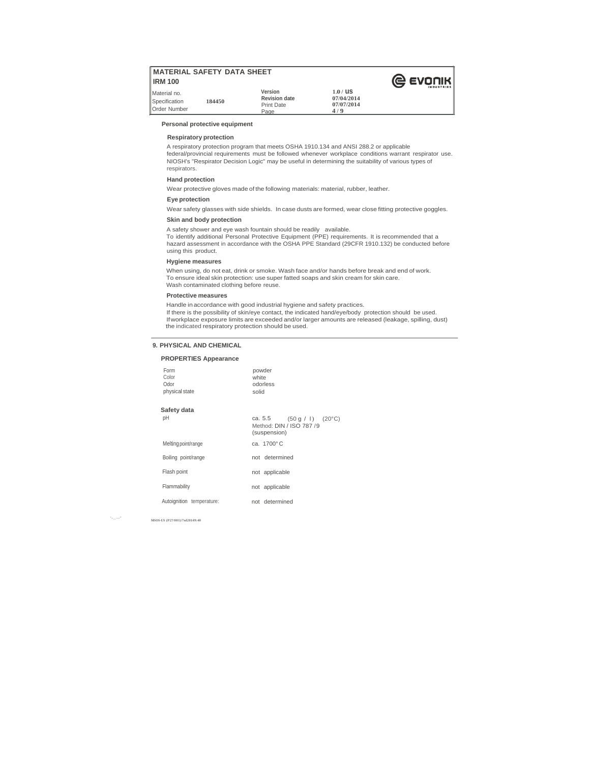### Personal protective equipment

#### Respiratory protection

A respiratory protection program that meets OSHA 1910.134 and ANSI 288.2 or applicable federal/provincial requirements must be followed whenever workplace conditions warrant respirator use. NIOSH's "Respirator Decision Logic" may be useful in determining the suitability of various types of respirators.

#### Hand protection

Wear protective gloves made of the following materials: material, rubber, leather.

#### Eye protection

Wear safety glasses with side shields. In case dusts are formed, wear close fitting protective goggles.

#### Skin and body protection

A safety shower and eye wash fountain should be readily available.
To identify additional Personal Protective Equipment (PPE) requirements. It is recommended that a hazard assessment in accordance with the OSHA PPE Standard (29CFR 1910.132) be conducted before using this product.

#### Hygiene measures

When using, do not eat, drink or smoke. Wash face and/or hands before break and end of work.
To ensure ideal skin protection: use super fatted soaps and skin cream for skin care.
Wash contaminated clothing before reuse.

#### Protective measures

Handle in accordance with good industrial hygiene and safety practices.
If there is the possibility of skin/eye contact, the indicated hand/eye/body protection should be used.
If workplace exposure limits are exceeded and/or larger amounts are released (leakage, spilling, dust) the indicated respiratory protection should be used.

## 9. PHYSICAL AND CHEMICAL

### PROPERTIES Appearance

| | |
|---|---|
| Form | powder |
| Color | white |
| Odor | odorless |
| physical state | solid |

### Safety data

| | |
|---|---|
| pH | ca. 5.5 (50 g / l) (20°C)<br>Method: DIN / ISO 787 /9<br>(suspension) |
| Melting point/range | ca. 1700° C |
| Boiling point/range | not determined |
| Flash point | not applicable |
| Flammability | not applicable |
| Autoignition temperature: | not determined |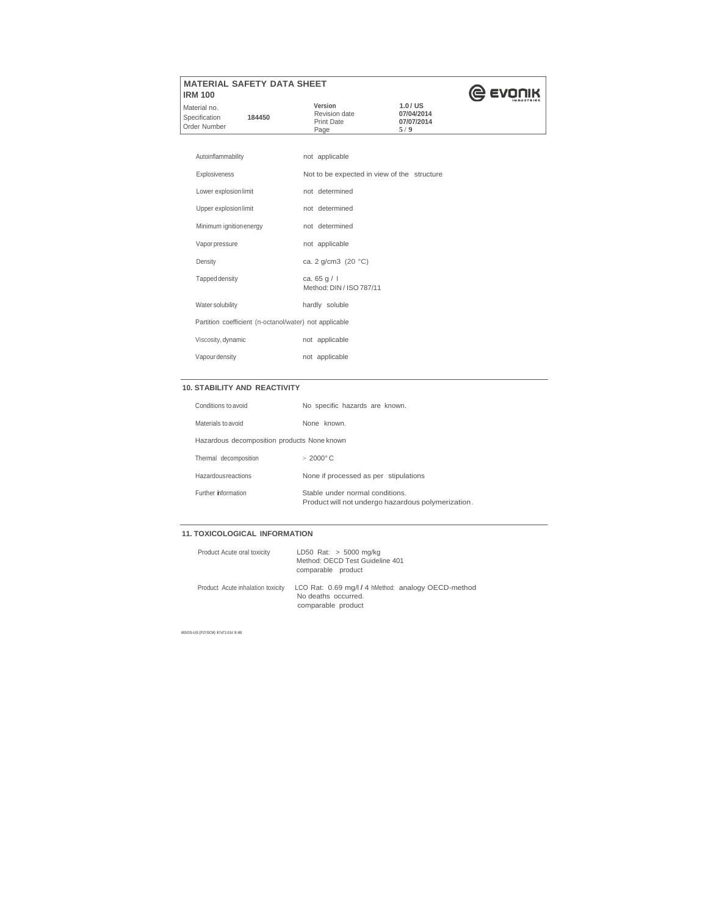| | |
|---|---|
| Autoinflammability | not applicable |
| Explosiveness | Not to be expected in view of the structure |
| Lower explosion limit | not determined |
| Upper explosion limit | not determined |
| Minimum ignition energy | not determined |
| Vapor pressure | not applicable |
| Density | ca. 2 g/cm3 (20 °C) |
| Tapped density | ca. 65 g / l<br>Method: DIN / ISO 787/11 |
| Water solubility | hardly soluble |
| Partition coefficient (n-octanol/water) | not applicable |
| Viscosity, dynamic | not applicable |
| Vapour density | not applicable |

## 10. STABILITY AND REACTIVITY

| | |
|---|---|
| Conditions to avoid | No specific hazards are known. |
| Materials to avoid | None known. |
| Hazardous decomposition products | None known |
| Thermal decomposition | > 2000° C |
| Hazardous reactions | None if processed as per stipulations |
| Further information | Stable under normal conditions.<br>Product will not undergo hazardous polymerization. |

## 11. TOXICOLOGICAL INFORMATION

| | |
|---|---|
| Product Acute oral toxicity | LD50 Rat: > 5000 mg/kg<br>Method: OECD Test Guideline 401<br>comparable product |
| Product Acute inhalation toxicity | LC0 Rat: 0.69 mg/l / 4 hMethod: analogy OECD-method<br>No deaths occurred.<br>comparable product |

MSOS-US (P27/0CM) 07/07/2014 9:40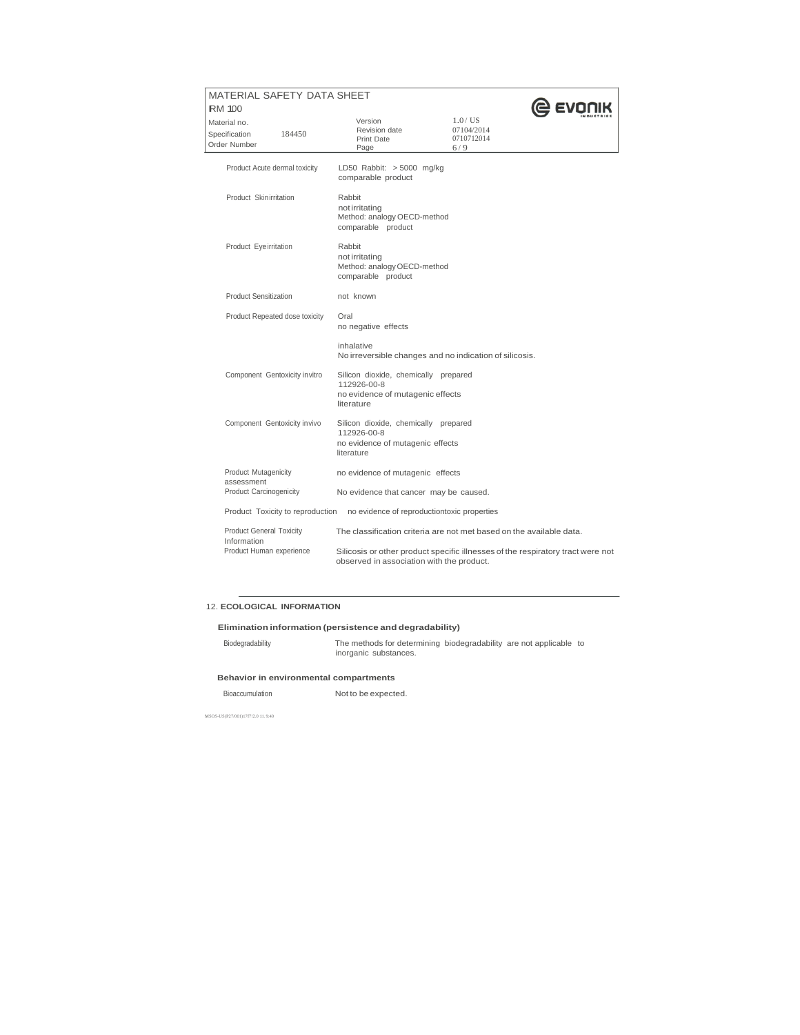| | |
|---|---|
| Product Acute dermal toxicity | LD50 Rabbit: > 5000 mg/kg<br>comparable product |
| Product Skin irritation | Rabbit<br>not irritating<br>Method: analogy OECD-method<br>comparable product |
| Product Eye irritation | Rabbit<br>not irritating<br>Method: analogy OECD-method<br>comparable product |
| Product Sensitization | not known |
| Product Repeated dose toxicity | Oral<br>no negative effects<br><br>inhalative<br>No irreversible changes and no indication of silicosis. |
| Component Gentoxicity in vitro | Silicon dioxide, chemically prepared<br>112926-00-8<br>no evidence of mutagenic effects<br>literature |
| Component Gentoxicity in vivo | Silicon dioxide, chemically prepared<br>112926-00-8<br>no evidence of mutagenic effects<br>literature |
| Product Mutagenicity assessment | no evidence of mutagenic effects |
| Product Carcinogenicity | No evidence that cancer may be caused. |
| Product Toxicity to reproduction | no evidence of reproductiontoxic properties |
| Product General Toxicity Information | The classification criteria are not met based on the available data. |
| Product Human experience | Silicosis or other product specific illnesses of the respiratory tract were not observed in association with the product. |

## 12. ECOLOGICAL INFORMATION

### Elimination information (persistence and degradability)

| | |
|---|---|
| Biodegradability | The methods for determining biodegradability are not applicable to inorganic substances. |

### Behavior in environmental compartments

| | |
|---|---|
| Bioaccumulation | Not to be expected. |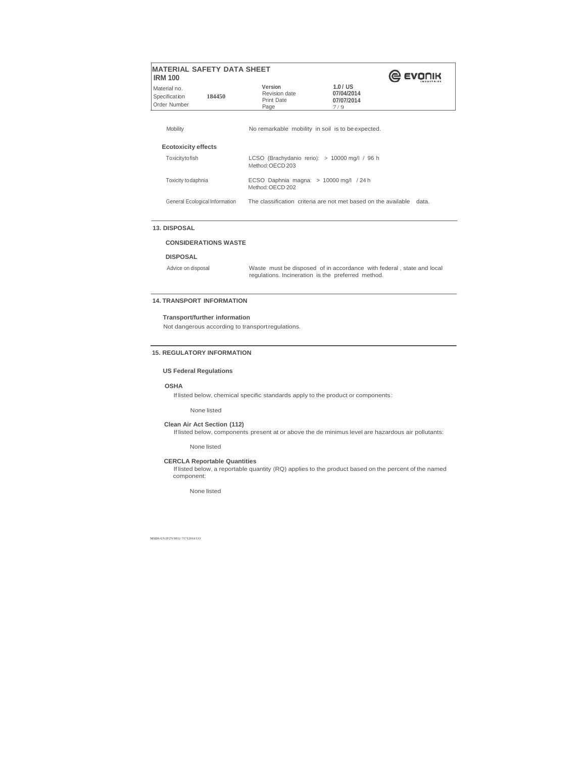| | |
|---|---|
| Mobility | No remarkable mobility in soil is to be expected. |

**Ecotoxicity effects**

| | |
|---|---|
| Toxicity to fish | LCSO (Brachydanio rerio): > 10000 mg/l / 96 h<br>Method: OECD 203 |
| Toxicity to daphnia | ECSO Daphnia magna: > 10000 mg/l / 24 h<br>Method: OECD 202 |
| General Ecological Information | The classification criteria are not met based on the available data. |

## 13. DISPOSAL

### CONSIDERATIONS WASTE

### DISPOSAL

| | |
|---|---|
| Advice on disposal | Waste must be disposed of in accordance with federal , state and local regulations. Incineration is the preferred method. |

## 14. TRANSPORT INFORMATION

**Transport/further information**

Not dangerous according to transport regulations.

## 15. REGULATORY INFORMATION

### US Federal Regulations

**OSHA**

If listed below, chemical specific standards apply to the product or components:

None listed

**Clean Air Act Section (112)**

If listed below, components present at or above the de minimus level are hazardous air pollutants:

None listed

**CERCLA Reportable Quantities**

If listed below, a reportable quantity (RQ) applies to the product based on the percent of the named component:

None listed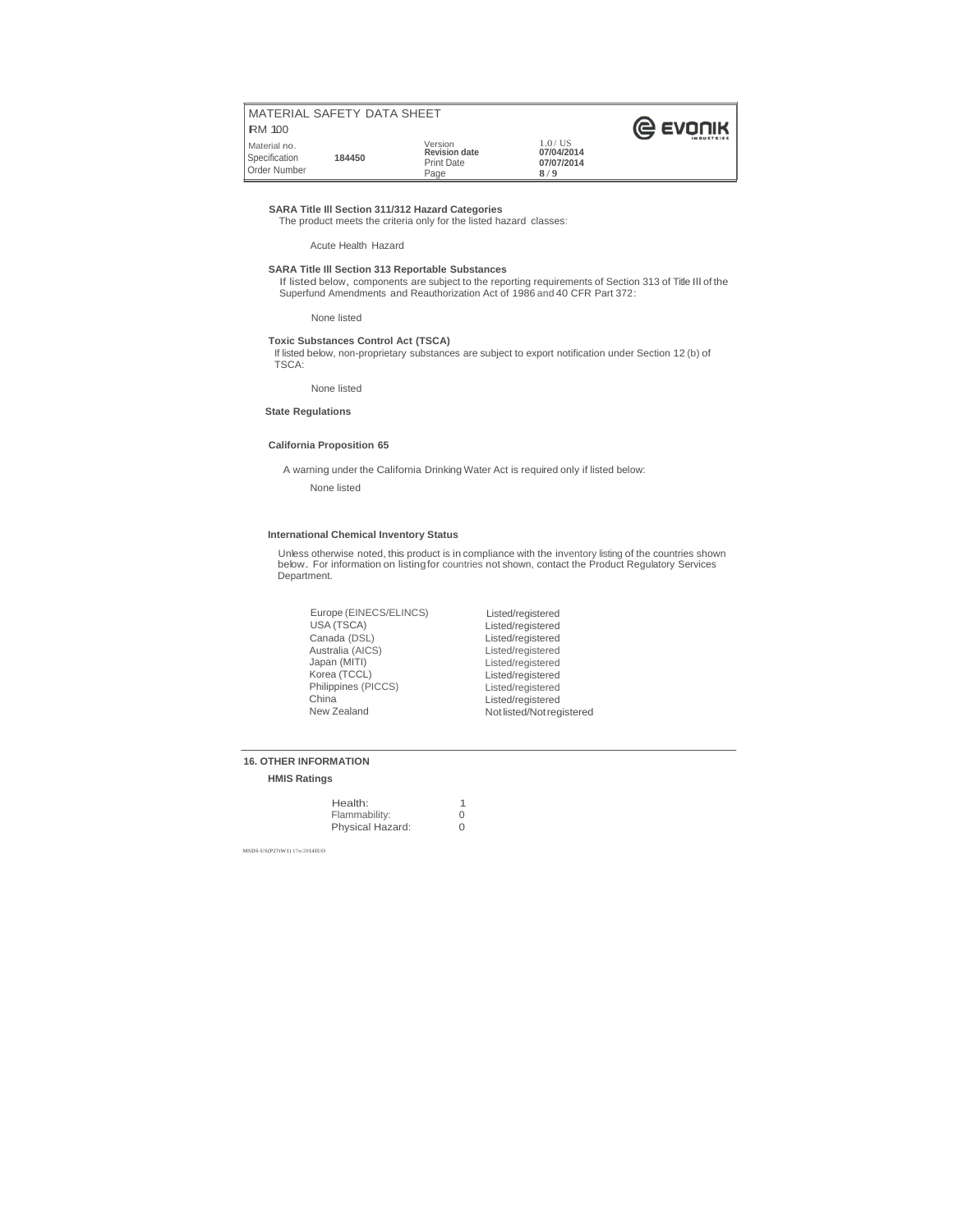**SARA Title III Section 311/312 Hazard Categories**

The product meets the criteria only for the listed hazard classes:

Acute Health Hazard

**SARA Title III Section 313 Reportable Substances**

If listed below, components are subject to the reporting requirements of Section 313 of Title III of the Superfund Amendments and Reauthorization Act of 1986 and 40 CFR Part 372:

None listed

**Toxic Substances Control Act (TSCA)**

If listed below, non-proprietary substances are subject to export notification under Section 12 (b) of TSCA:

None listed

**State Regulations**

**California Proposition 65**

A warning under the California Drinking Water Act is required only if listed below:

None listed

**International Chemical Inventory Status**

Unless otherwise noted, this product is in compliance with the inventory listing of the countries shown below. For information on listing for countries not shown, contact the Product Regulatory Services Department.

| | |
|---|---|
| Europe (EINECS/ELINCS) | Listed/registered |
| USA (TSCA) | Listed/registered |
| Canada (DSL) | Listed/registered |
| Australia (AICS) | Listed/registered |
| Japan (MITI) | Listed/registered |
| Korea (TCCL) | Listed/registered |
| Philippines (PICCS) | Listed/registered |
| China | Listed/registered |
| New Zealand | Not listed/Not registered |

## 16. OTHER INFORMATION

**HMIS Ratings**

| | |
|---|---|
| Health: | 1 |
| Flammability: | 0 |
| Physical Hazard: | 0 |

MSDS-US(P27(W1) 17/e/2014IUO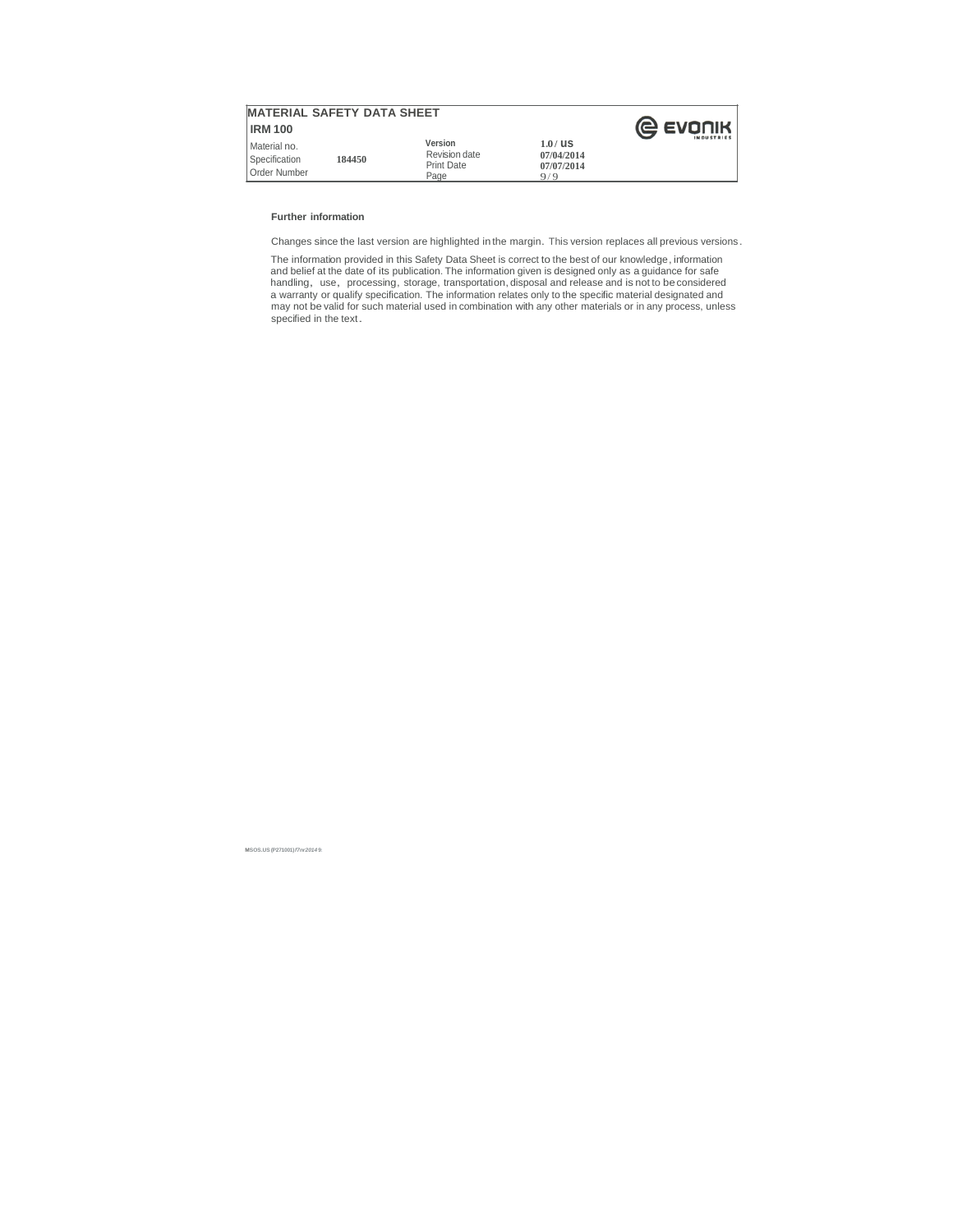**Further information**

Changes since the last version are highlighted in the margin. This version replaces all previous versions.

The information provided in this Safety Data Sheet is correct to the best of our knowledge, information and belief at the date of its publication. The information given is designed only as a guidance for safe handling, use, processing, storage, transportation, disposal and release and is not to be considered a warranty or qualify specification. The information relates only to the specific material designated and may not be valid for such material used in combination with any other materials or in any process, unless specified in the text.